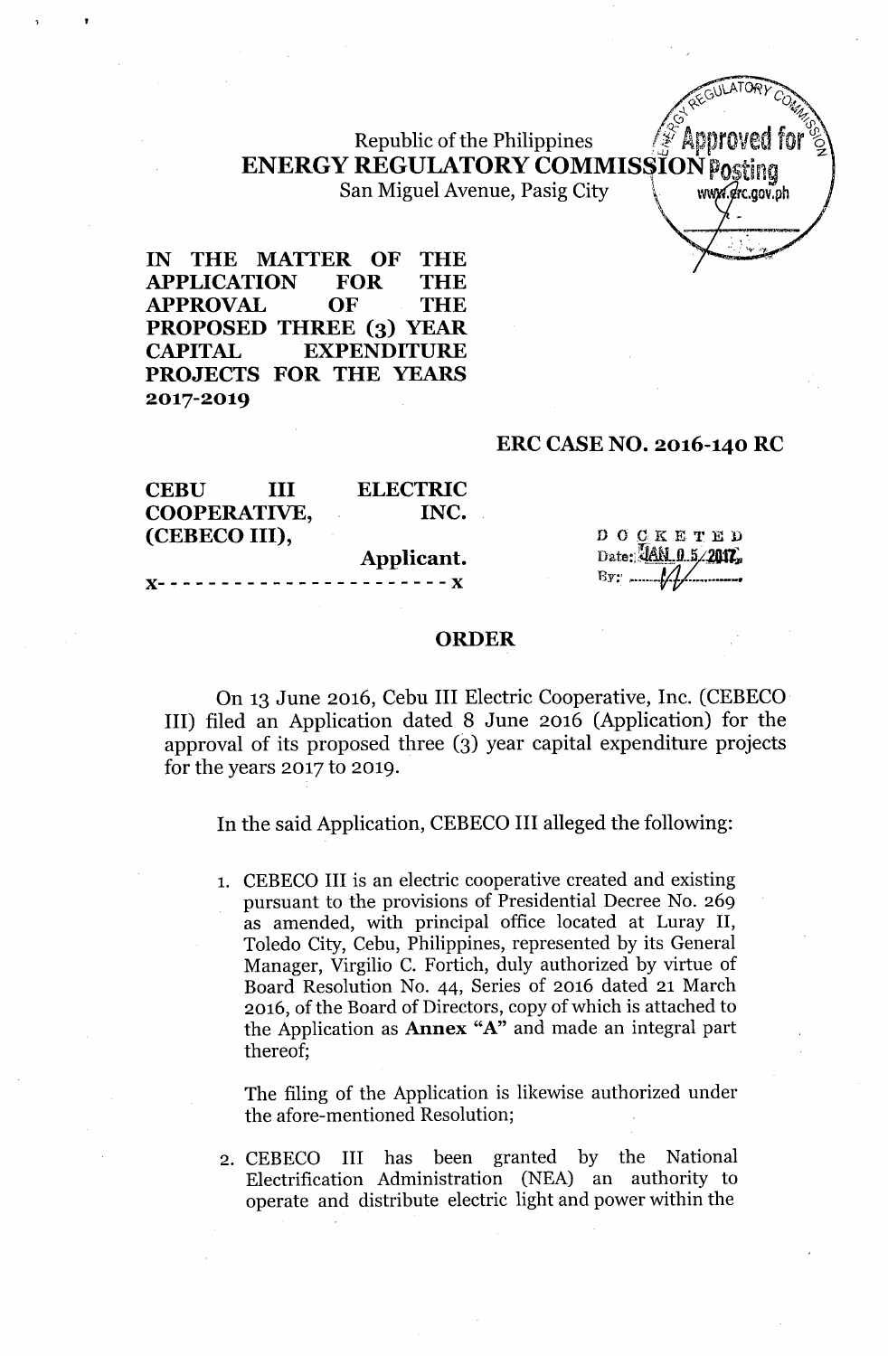Republic of the Philippines
**ENERGY REGULATORY COMMISSION**
San Miguel Avenue, Pasig City

**IN THE MATTER OF THE APPLICATION FOR THE APPROVAL OF THE PROPOSED THREE (3) YEAR CAPITAL EXPENDITURE PROJECTS FOR THE YEARS 2017-2019**

**ERC CASE NO. 2016-140 RC**

**CEBU III ELECTRIC COOPERATIVE, INC. (CEBECO III),**
**Applicant.**
x- - - - - - - - - - - - - - - - - - - - - - x

DOCKETED
Date: JAN 05 2017
By: ____

## ORDER

On 13 June 2016, Cebu III Electric Cooperative, Inc. (CEBECO III) filed an Application dated 8 June 2016 (Application) for the approval of its proposed three (3) year capital expenditure projects for the years 2017 to 2019.

In the said Application, CEBECO III alleged the following:

1. CEBECO III is an electric cooperative created and existing pursuant to the provisions of Presidential Decree No. 269 as amended, with principal office located at Luray II, Toledo City, Cebu, Philippines, represented by its General Manager, Virgilio C. Fortich, duly authorized by virtue of Board Resolution No. 44, Series of 2016 dated 21 March 2016, of the Board of Directors, copy of which is attached to the Application as **Annex "A"** and made an integral part thereof;

   The filing of the Application is likewise authorized under the afore-mentioned Resolution;

2. CEBECO III has been granted by the National Electrification Administration (NEA) an authority to operate and distribute electric light and power within the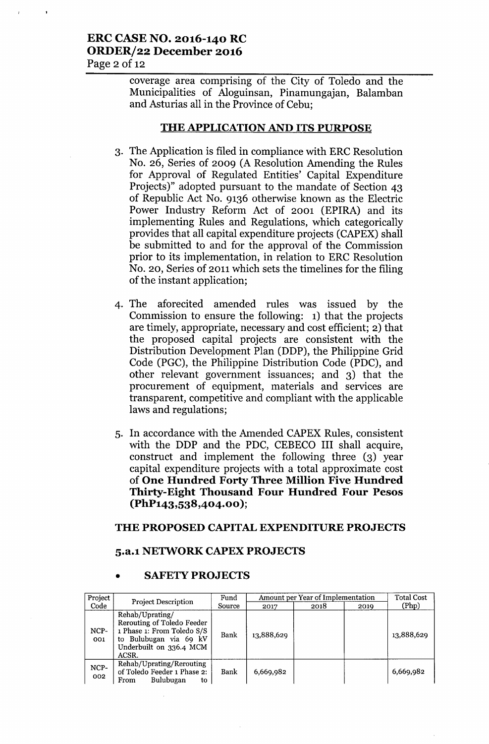coverage area comprising of the City of Toledo and the Municipalities of Aloguinsan, Pinamungajan, Balamban and Asturias all in the Province of Cebu;

## THE APPLICATION AND ITS PURPOSE

3. The Application is filed in compliance with ERC Resolution No. 26, Series of 2009 (A Resolution Amending the Rules for Approval of Regulated Entities' Capital Expenditure Projects)" adopted pursuant to the mandate of Section 43 of Republic Act No. 9136 otherwise known as the Electric Power Industry Reform Act of 2001 (EPIRA) and its implementing Rules and Regulations, which categorically provides that all capital expenditure projects (CAPEX) shall be submitted to and for the approval of the Commission prior to its implementation, in relation to ERC Resolution No. 20, Series of 2011 which sets the timelines for the filing of the instant application;

4. The aforecited amended rules was issued by the Commission to ensure the following: 1) that the projects are timely, appropriate, necessary and cost efficient; 2) that the proposed capital projects are consistent with the Distribution Development Plan (DDP), the Philippine Grid Code (PGC), the Philippine Distribution Code (PDC), and other relevant government issuances; and 3) that the procurement of equipment, materials and services are transparent, competitive and compliant with the applicable laws and regulations;

5. In accordance with the Amended CAPEX Rules, consistent with the DDP and the PDC, CEBECO III shall acquire, construct and implement the following three (3) year capital expenditure projects with a total approximate cost of **One Hundred Forty Three Million Five Hundred Thirty-Eight Thousand Four Hundred Four Pesos (PhP143,538,404.00)**;

## THE PROPOSED CAPITAL EXPENDITURE PROJECTS

### 5.a.1 NETWORK CAPEX PROJECTS

- **SAFETY PROJECTS**

| Project Code | Project Description | Fund Source | Amount per Year of Implementation | | | Total Cost (Php) |
|---|---|---|---|---|---|---|
| | | | 2017 | 2018 | 2019 | |
| NCP-001 | Rehab/Uprating/ Rerouting of Toledo Feeder 1 Phase 1: From Toledo S/S to Bulubugan via 69 kV Underbuilt on 336.4 MCM ACSR. | Bank | 13,888,629 | | | 13,888,629 |
| NCP-002 | Rehab/Uprating/Rerouting of Toledo Feeder 1 Phase 2: From Bulubugan to | Bank | 6,669,982 | | | 6,669,982 |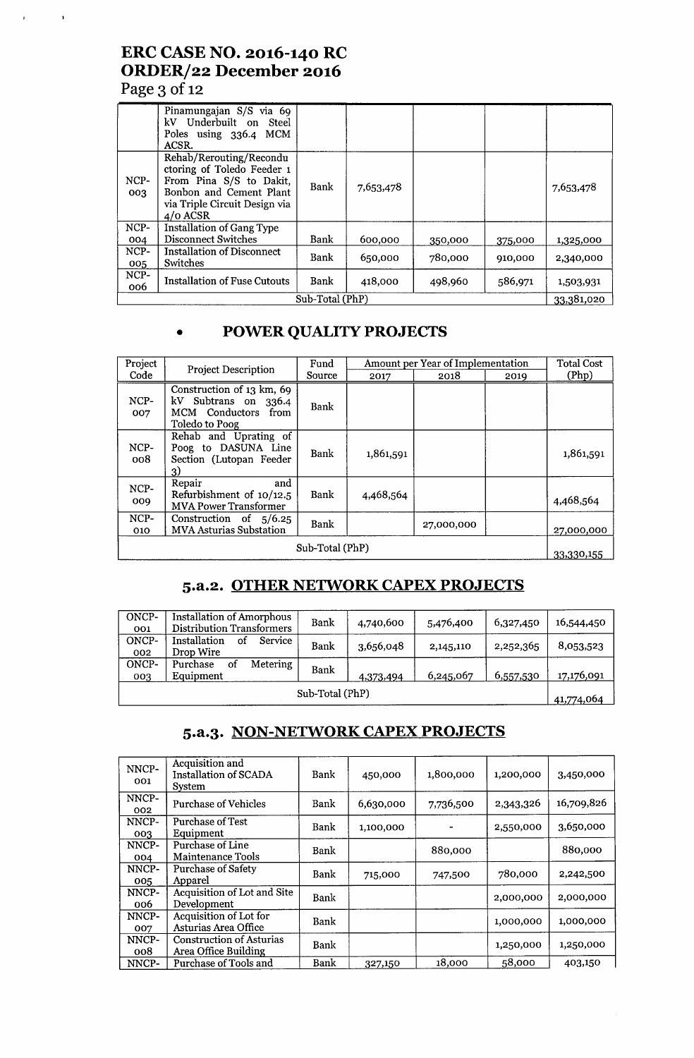| | Pinamungajan S/S via 69 kV Underbuilt on Steel Poles using 336.4 MCM ACSR. | | | | | |
|---|---|---|---|---|---|---|
| NCP-003 | Rehab/Rerouting/Reconductoring of Toledo Feeder 1 From Pina S/S to Dakit, Bonbon and Cement Plant via Triple Circuit Design via 4/0 ACSR | Bank | 7,653,478 | | | 7,653,478 |
| NCP-004 | Installation of Gang Type Disconnect Switches | Bank | 600,000 | 350,000 | 375,000 | 1,325,000 |
| NCP-005 | Installation of Disconnect Switches | Bank | 650,000 | 780,000 | 910,000 | 2,340,000 |
| NCP-006 | Installation of Fuse Cutouts | Bank | 418,000 | 498,960 | 586,971 | 1,503,931 |
| Sub-Total (PhP) | | | | | | 33,381,020 |

- **POWER QUALITY PROJECTS**

| Project Code | Project Description | Fund Source | Amount per Year of Implementation | | | Total Cost (Php) |
|---|---|---|---|---|---|---|
| | | | 2017 | 2018 | 2019 | |
| NCP-007 | Construction of 13 km, 69 kV Subtrans on 336.4 MCM Conductors from Toledo to Poog | Bank | | | | |
| NCP-008 | Rehab and Uprating of Poog to DASUNA Line Section (Lutopan Feeder 3) | Bank | 1,861,591 | | | 1,861,591 |
| NCP-009 | Repair and Refurbishment of 10/12.5 MVA Power Transformer | Bank | 4,468,564 | | | 4,468,564 |
| NCP-010 | Construction of 5/6.25 MVA Asturias Substation | Bank | | 27,000,000 | | 27,000,000 |
| Sub-Total (PhP) | | | | | | 33,330,155 |

## 5.a.2. OTHER NETWORK CAPEX PROJECTS

| | | | | | | |
|---|---|---|---|---|---|---|
| ONCP-001 | Installation of Amorphous Distribution Transformers | Bank | 4,740,600 | 5,476,400 | 6,327,450 | 16,544,450 |
| ONCP-002 | Installation of Service Drop Wire | Bank | 3,656,048 | 2,145,110 | 2,252,365 | 8,053,523 |
| ONCP-003 | Purchase of Metering Equipment | Bank | 4,373,494 | 6,245,067 | 6,557,530 | 17,176,091 |
| Sub-Total (PhP) | | | | | | 41,774,064 |

## 5.a.3. NON-NETWORK CAPEX PROJECTS

| | | | | | | |
|---|---|---|---|---|---|---|
| NNCP-001 | Acquisition and Installation of SCADA System | Bank | 450,000 | 1,800,000 | 1,200,000 | 3,450,000 |
| NNCP-002 | Purchase of Vehicles | Bank | 6,630,000 | 7,736,500 | 2,343,326 | 16,709,826 |
| NNCP-003 | Purchase of Test Equipment | Bank | 1,100,000 | - | 2,550,000 | 3,650,000 |
| NNCP-004 | Purchase of Line Maintenance Tools | Bank | | 880,000 | | 880,000 |
| NNCP-005 | Purchase of Safety Apparel | Bank | 715,000 | 747,500 | 780,000 | 2,242,500 |
| NNCP-006 | Acquisition of Lot and Site Development | Bank | | | 2,000,000 | 2,000,000 |
| NNCP-007 | Acquisition of Lot for Asturias Area Office | Bank | | | 1,000,000 | 1,000,000 |
| NNCP-008 | Construction of Asturias Area Office Building | Bank | | | 1,250,000 | 1,250,000 |
| NNCP- | Purchase of Tools and | Bank | 327,150 | 18,000 | 58,000 | 403,150 |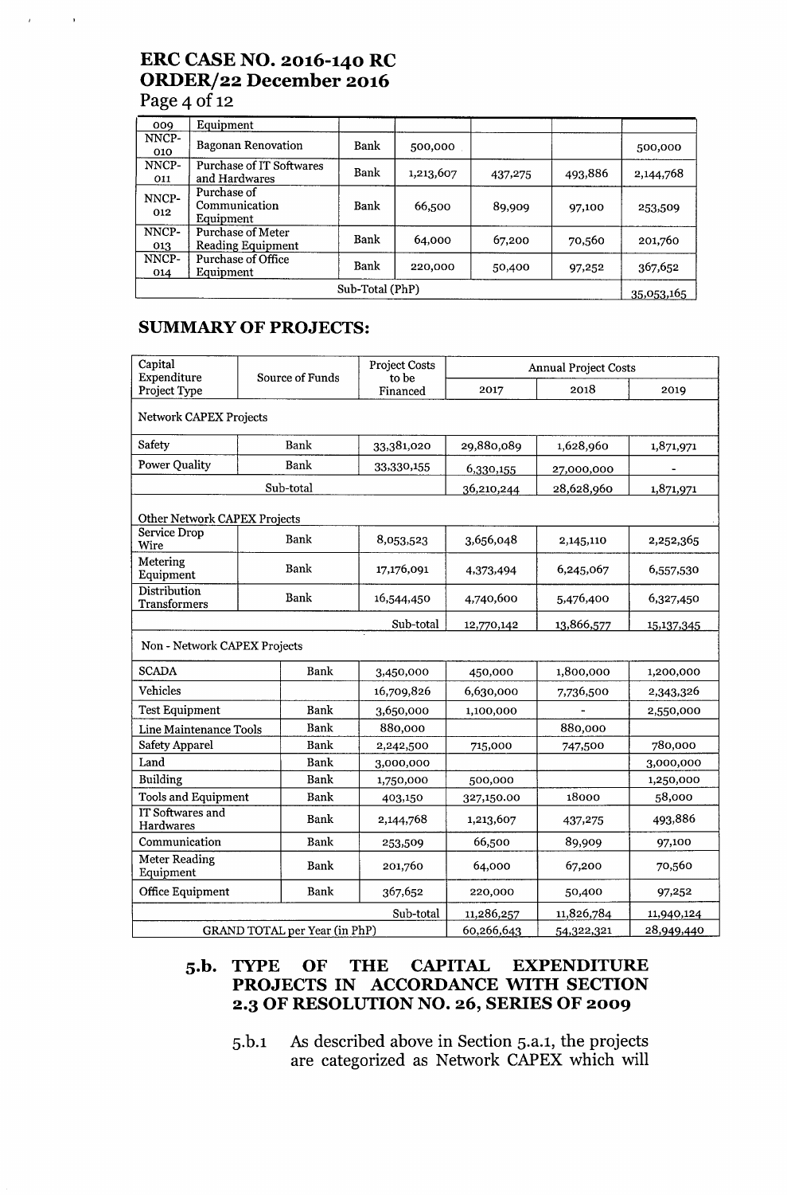# ERC CASE NO. 2016-140 RC
# ORDER/22 December 2016

| | | | | | | |
|---|---|---|---|---|---|---|
| 009 | Equipment | | | | | |
| NNCP-010 | Bagonan Renovation | Bank | 500,000 | | | 500,000 |
| NNCP-011 | Purchase of IT Softwares and Hardwares | Bank | 1,213,607 | 437,275 | 493,886 | 2,144,768 |
| NNCP-012 | Purchase of Communication Equipment | Bank | 66,500 | 89,909 | 97,100 | 253,509 |
| NNCP-013 | Purchase of Meter Reading Equipment | Bank | 64,000 | 67,200 | 70,560 | 201,760 |
| NNCP-014 | Purchase of Office Equipment | Bank | 220,000 | 50,400 | 97,252 | 367,652 |
| Sub-Total (PhP) | | | | | | 35,053,165 |

## SUMMARY OF PROJECTS:

| Capital Expenditure Project Type | Source of Funds | Project Costs to be Financed | Annual Project Costs | | |
|---|---|---|---|---|---|
| | | | 2017 | 2018 | 2019 |
| Network CAPEX Projects | | | | | |
| Safety | Bank | 33,381,020 | 29,880,089 | 1,628,960 | 1,871,971 |
| Power Quality | Bank | 33,330,155 | 6,330,155 | 27,000,000 | - |
| Sub-total | | | 36,210,244 | 28,628,960 | 1,871,971 |
| Other Network CAPEX Projects | | | | | |
| Service Drop Wire | Bank | 8,053,523 | 3,656,048 | 2,145,110 | 2,252,365 |
| Metering Equipment | Bank | 17,176,091 | 4,373,494 | 6,245,067 | 6,557,530 |
| Distribution Transformers | Bank | 16,544,450 | 4,740,600 | 5,476,400 | 6,327,450 |
| | | Sub-total | 12,770,142 | 13,866,577 | 15,137,345 |
| Non - Network CAPEX Projects | | | | | |
| SCADA | Bank | 3,450,000 | 450,000 | 1,800,000 | 1,200,000 |
| Vehicles | | 16,709,826 | 6,630,000 | 7,736,500 | 2,343,326 |
| Test Equipment | Bank | 3,650,000 | 1,100,000 | - | 2,550,000 |
| Line Maintenance Tools | Bank | 880,000 | | 880,000 | |
| Safety Apparel | Bank | 2,242,500 | 715,000 | 747,500 | 780,000 |
| Land | Bank | 3,000,000 | | | 3,000,000 |
| Building | Bank | 1,750,000 | 500,000 | | 1,250,000 |
| Tools and Equipment | Bank | 403,150 | 327,150.00 | 18000 | 58,000 |
| IT Softwares and Hardwares | Bank | 2,144,768 | 1,213,607 | 437,275 | 493,886 |
| Communication | Bank | 253,509 | 66,500 | 89,909 | 97,100 |
| Meter Reading Equipment | Bank | 201,760 | 64,000 | 67,200 | 70,560 |
| Office Equipment | Bank | 367,652 | 220,000 | 50,400 | 97,252 |
| | | Sub-total | 11,286,257 | 11,826,784 | 11,940,124 |
| GRAND TOTAL per Year (in PhP) | | | 60,266,643 | 54,322,321 | 28,949,440 |

### 5.b. TYPE OF THE CAPITAL EXPENDITURE PROJECTS IN ACCORDANCE WITH SECTION 2.3 OF RESOLUTION NO. 26, SERIES OF 2009

5.b.1 As described above in Section 5.a.1, the projects are categorized as Network CAPEX which will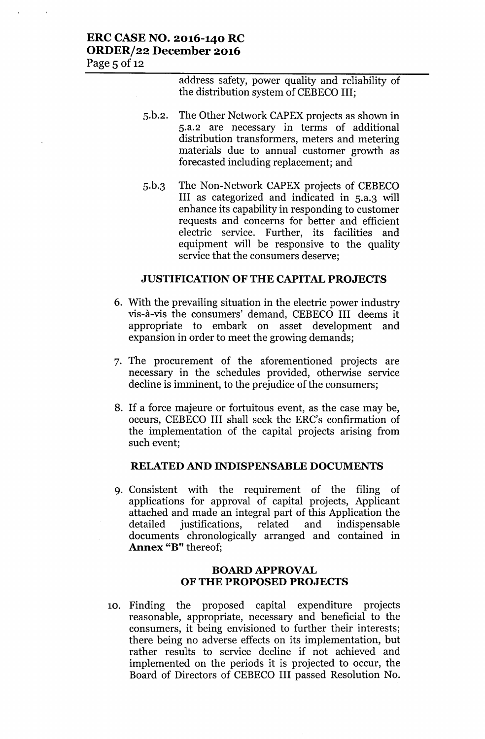address safety, power quality and reliability of the distribution system of CEBECO III;

5.b.2. The Other Network CAPEX projects as shown in 5.a.2 are necessary in terms of additional distribution transformers, meters and metering materials due to annual customer growth as forecasted including replacement; and

5.b.3 The Non-Network CAPEX projects of CEBECO III as categorized and indicated in 5.a.3 will enhance its capability in responding to customer requests and concerns for better and efficient electric service. Further, its facilities and equipment will be responsive to the quality service that the consumers deserve;

**JUSTIFICATION OF THE CAPITAL PROJECTS**

6. With the prevailing situation in the electric power industry vis-à-vis the consumers' demand, CEBECO III deems it appropriate to embark on asset development and expansion in order to meet the growing demands;

7. The procurement of the aforementioned projects are necessary in the schedules provided, otherwise service decline is imminent, to the prejudice of the consumers;

8. If a force majeure or fortuitous event, as the case may be, occurs, CEBECO III shall seek the ERC's confirmation of the implementation of the capital projects arising from such event;

**RELATED AND INDISPENSABLE DOCUMENTS**

9. Consistent with the requirement of the filing of applications for approval of capital projects, Applicant attached and made an integral part of this Application the detailed justifications, related and indispensable documents chronologically arranged and contained in **Annex "B"** thereof;

**BOARD APPROVAL OF THE PROPOSED PROJECTS**

10. Finding the proposed capital expenditure projects reasonable, appropriate, necessary and beneficial to the consumers, it being envisioned to further their interests; there being no adverse effects on its implementation, but rather results to service decline if not achieved and implemented on the periods it is projected to occur, the Board of Directors of CEBECO III passed Resolution No.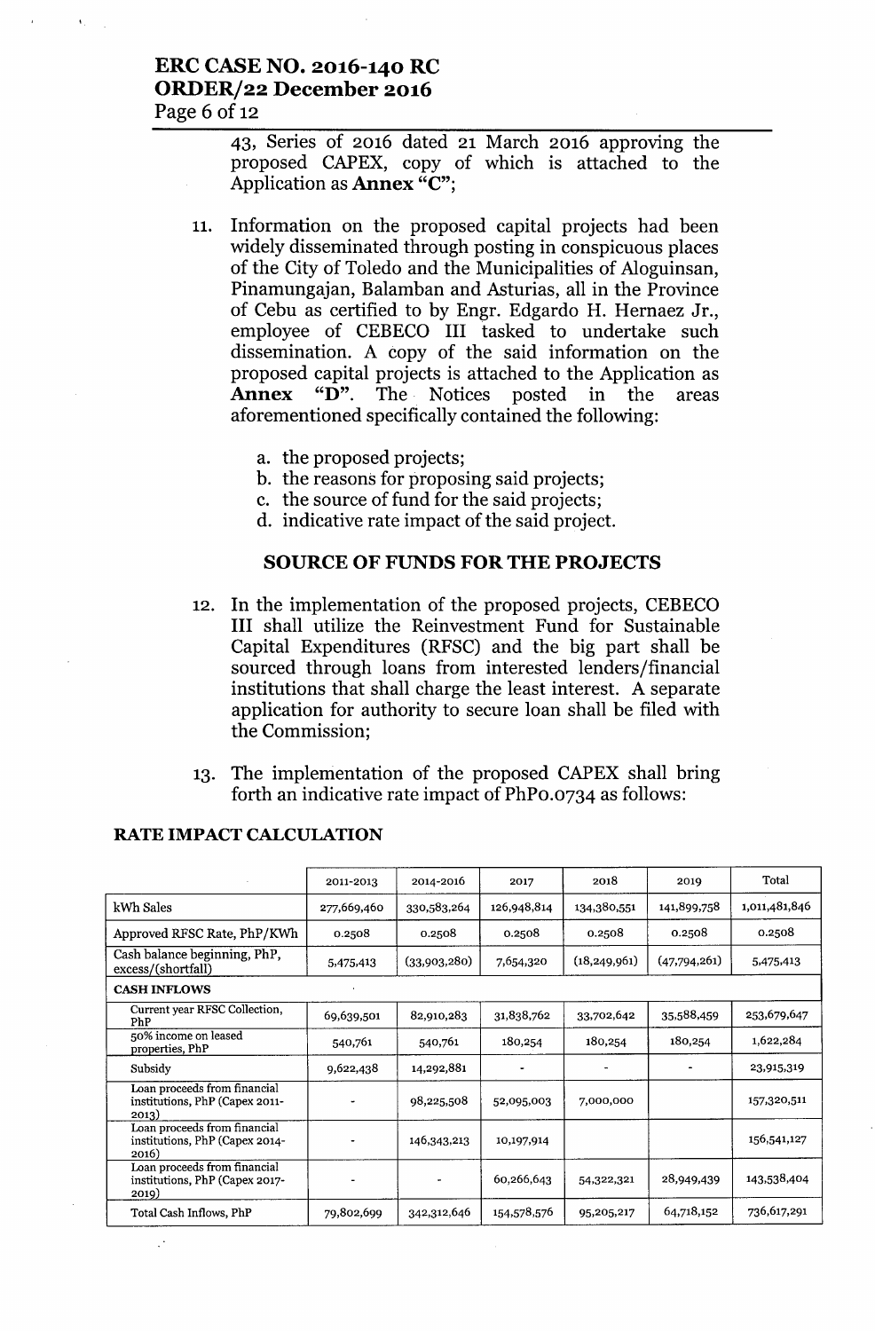43, Series of 2016 dated 21 March 2016 approving the proposed CAPEX, copy of which is attached to the Application as **Annex "C"**;

11. Information on the proposed capital projects had been widely disseminated through posting in conspicuous places of the City of Toledo and the Municipalities of Aloguinsan, Pinamungajan, Balamban and Asturias, all in the Province of Cebu as certified to by Engr. Edgardo H. Hernaez Jr., employee of CEBECO III tasked to undertake such dissemination. A copy of the said information on the proposed capital projects is attached to the Application as **Annex "D"**. The Notices posted in the areas aforementioned specifically contained the following:

    a. the proposed projects;
    b. the reasons for proposing said projects;
    c. the source of fund for the said projects;
    d. indicative rate impact of the said project.

## SOURCE OF FUNDS FOR THE PROJECTS

12. In the implementation of the proposed projects, CEBECO III shall utilize the Reinvestment Fund for Sustainable Capital Expenditures (RFSC) and the big part shall be sourced through loans from interested lenders/financial institutions that shall charge the least interest. A separate application for authority to secure loan shall be filed with the Commission;

13. The implementation of the proposed CAPEX shall bring forth an indicative rate impact of PhP0.0734 as follows:

**RATE IMPACT CALCULATION**

| | 2011-2013 | 2014-2016 | 2017 | 2018 | 2019 | Total |
|---|---|---|---|---|---|---|
| kWh Sales | 277,669,460 | 330,583,264 | 126,948,814 | 134,380,551 | 141,899,758 | 1,011,481,846 |
| Approved RFSC Rate, PhP/KWh | 0.2508 | 0.2508 | 0.2508 | 0.2508 | 0.2508 | 0.2508 |
| Cash balance beginning, PhP, excess/(shortfall) | 5,475,413 | (33,903,280) | 7,654,320 | (18,249,961) | (47,794,261) | 5,475,413 |
| **CASH INFLOWS** | | | | | | |
| Current year RFSC Collection, PhP | 69,639,501 | 82,910,283 | 31,838,762 | 33,702,642 | 35,588,459 | 253,679,647 |
| 50% income on leased properties, PhP | 540,761 | 540,761 | 180,254 | 180,254 | 180,254 | 1,622,284 |
| Subsidy | 9,622,438 | 14,292,881 | - | - | - | 23,915,319 |
| Loan proceeds from financial institutions, PhP (Capex 2011-2013) | - | 98,225,508 | 52,095,003 | 7,000,000 | | 157,320,511 |
| Loan proceeds from financial institutions, PhP (Capex 2014-2016) | - | 146,343,213 | 10,197,914 | | | 156,541,127 |
| Loan proceeds from financial institutions, PhP (Capex 2017-2019) | - | - | 60,266,643 | 54,322,321 | 28,949,439 | 143,538,404 |
| Total Cash Inflows, PhP | 79,802,699 | 342,312,646 | 154,578,576 | 95,205,217 | 64,718,152 | 736,617,291 |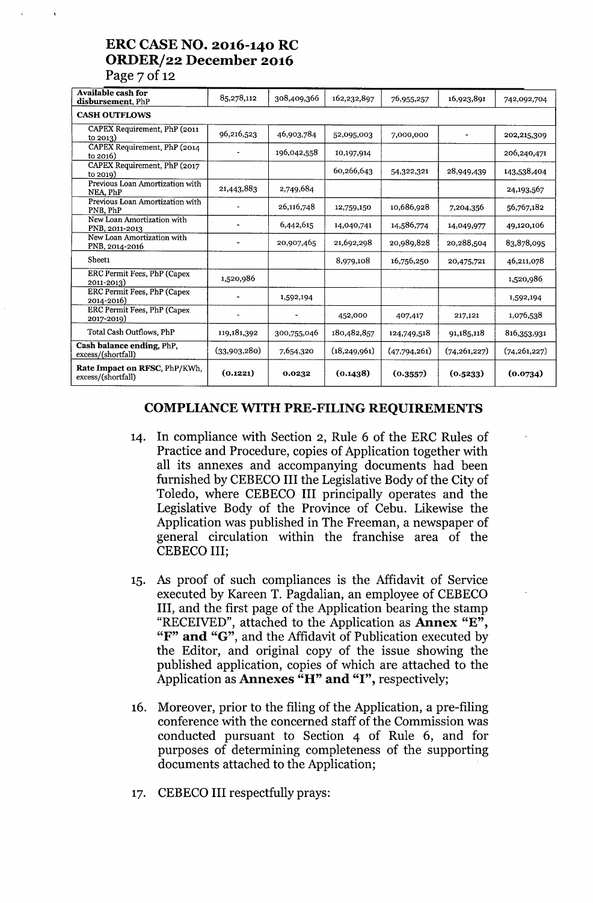| Available cash for disbursement, PhP | 85,278,112 | 308,409,366 | 162,232,897 | 76,955,257 | 16,923,891 | 742,092,704 |
|---|---|---|---|---|---|---|
| **CASH OUTFLOWS** | | | | | | |
| CAPEX Requirement, PhP (2011 to 2013) | 96,216,523 | 46,903,784 | 52,095,003 | 7,000,000 | - | 202,215,309 |
| CAPEX Requirement, PhP (2014 to 2016) | - | 196,042,558 | 10,197,914 | | | 206,240,471 |
| CAPEX Requirement, PhP (2017 to 2019) | | | 60,266,643 | 54,322,321 | 28,949,439 | 143,538,404 |
| Previous Loan Amortization with NEA, PhP | 21,443,883 | 2,749,684 | | | | 24,193,567 |
| Previous Loan Amortization with PNB, PhP | - | 26,116,748 | 12,759,150 | 10,686,928 | 7,204,356 | 56,767,182 |
| New Loan Amortization with PNB, 2011-2013 | - | 6,442,615 | 14,040,741 | 14,586,774 | 14,049,977 | 49,120,106 |
| New Loan Amortization with PNB, 2014-2016 | - | 20,907,465 | 21,692,298 | 20,989,828 | 20,288,504 | 83,878,095 |
| Sheet1 | | | 8,979,108 | 16,756,250 | 20,475,721 | 46,211,078 |
| ERC Permit Fees, PhP (Capex 2011-2013) | 1,520,986 | | | | | 1,520,986 |
| ERC Permit Fees, PhP (Capex 2014-2016) | - | 1,592,194 | | | | 1,592,194 |
| ERC Permit Fees, PhP (Capex 2017-2019) | - | - | 452,000 | 407,417 | 217,121 | 1,076,538 |
| Total Cash Outflows, PhP | 119,181,392 | 300,755,046 | 180,482,857 | 124,749,518 | 91,185,118 | 816,353,931 |
| **Cash balance ending,** PhP, excess/(shortfall) | (33,903,280) | 7,654,320 | (18,249,961) | (47,794,261) | (74,261,227) | (74,261,227) |
| **Rate Impact on RFSC,** PhP/KWh, excess/(shortfall) | **(0.1221)** | **0.0232** | **(0.1438)** | **(0.3557)** | **(0.5233)** | **(0.0734)** |

## COMPLIANCE WITH PRE-FILING REQUIREMENTS

14. In compliance with Section 2, Rule 6 of the ERC Rules of Practice and Procedure, copies of Application together with all its annexes and accompanying documents had been furnished by CEBECO III the Legislative Body of the City of Toledo, where CEBECO III principally operates and the Legislative Body of the Province of Cebu. Likewise the Application was published in The Freeman, a newspaper of general circulation within the franchise area of the CEBECO III;

15. As proof of such compliances is the Affidavit of Service executed by Kareen T. Pagdalian, an employee of CEBECO III, and the first page of the Application bearing the stamp "RECEIVED", attached to the Application as **Annex "E", "F" and "G"**, and the Affidavit of Publication executed by the Editor, and original copy of the issue showing the published application, copies of which are attached to the Application as **Annexes "H" and "I"**, respectively;

16. Moreover, prior to the filing of the Application, a pre-filing conference with the concerned staff of the Commission was conducted pursuant to Section 4 of Rule 6, and for purposes of determining completeness of the supporting documents attached to the Application;

17. CEBECO III respectfully prays: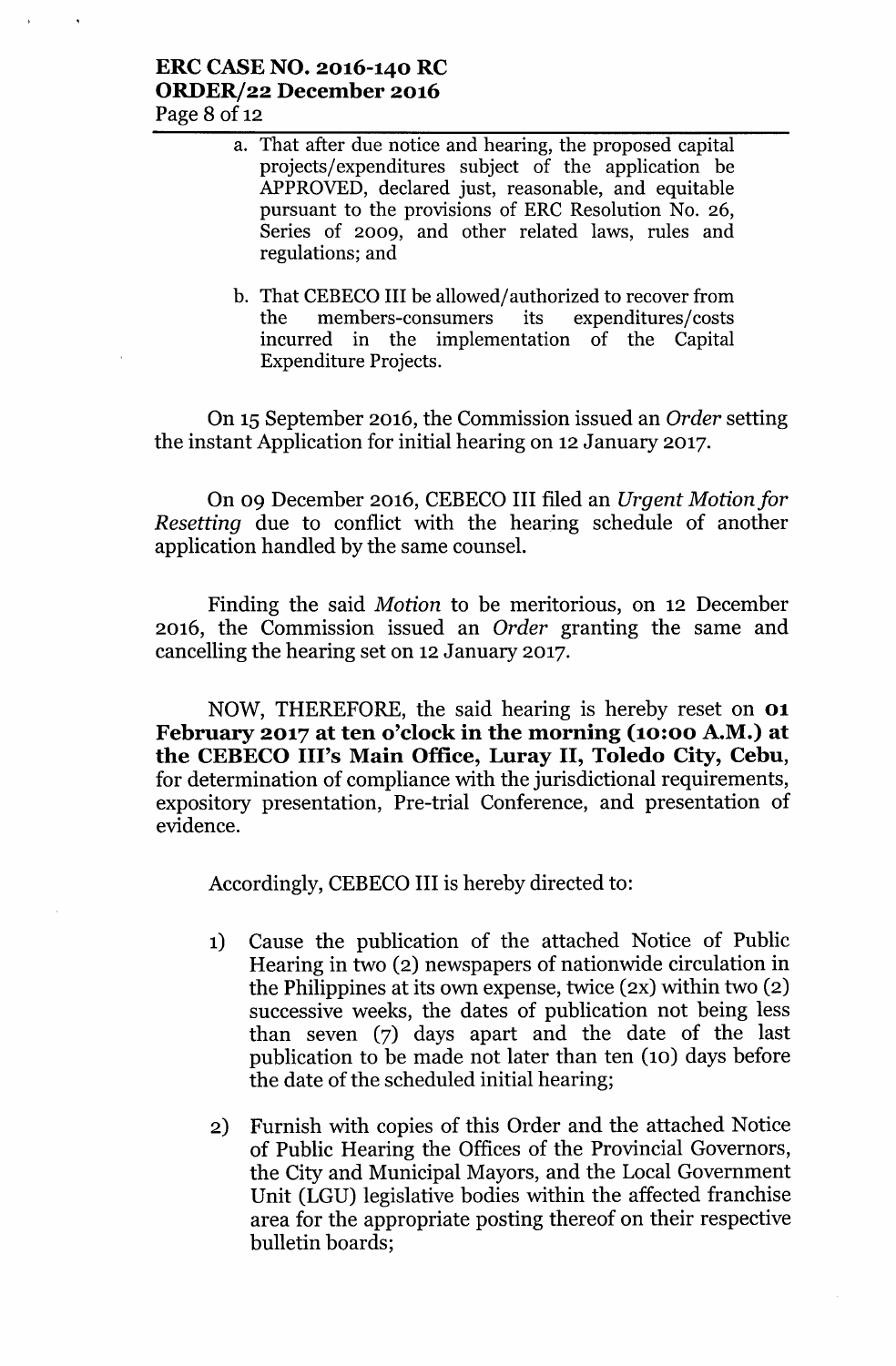a. That after due notice and hearing, the proposed capital projects/expenditures subject of the application be APPROVED, declared just, reasonable, and equitable pursuant to the provisions of ERC Resolution No. 26, Series of 2009, and other related laws, rules and regulations; and

b. That CEBECO III be allowed/authorized to recover from the members-consumers its expenditures/costs incurred in the implementation of the Capital Expenditure Projects.

On 15 September 2016, the Commission issued an *Order* setting the instant Application for initial hearing on 12 January 2017.

On 09 December 2016, CEBECO III filed an *Urgent Motion for Resetting* due to conflict with the hearing schedule of another application handled by the same counsel.

Finding the said *Motion* to be meritorious, on 12 December 2016, the Commission issued an *Order* granting the same and cancelling the hearing set on 12 January 2017.

NOW, THEREFORE, the said hearing is hereby reset on **01 February 2017 at ten o'clock in the morning (10:00 A.M.) at the CEBECO III's Main Office, Luray II, Toledo City, Cebu,** for determination of compliance with the jurisdictional requirements, expository presentation, Pre-trial Conference, and presentation of evidence.

Accordingly, CEBECO III is hereby directed to:

1) Cause the publication of the attached Notice of Public Hearing in two (2) newspapers of nationwide circulation in the Philippines at its own expense, twice (2x) within two (2) successive weeks, the dates of publication not being less than seven (7) days apart and the date of the last publication to be made not later than ten (10) days before the date of the scheduled initial hearing;

2) Furnish with copies of this Order and the attached Notice of Public Hearing the Offices of the Provincial Governors, the City and Municipal Mayors, and the Local Government Unit (LGU) legislative bodies within the affected franchise area for the appropriate posting thereof on their respective bulletin boards;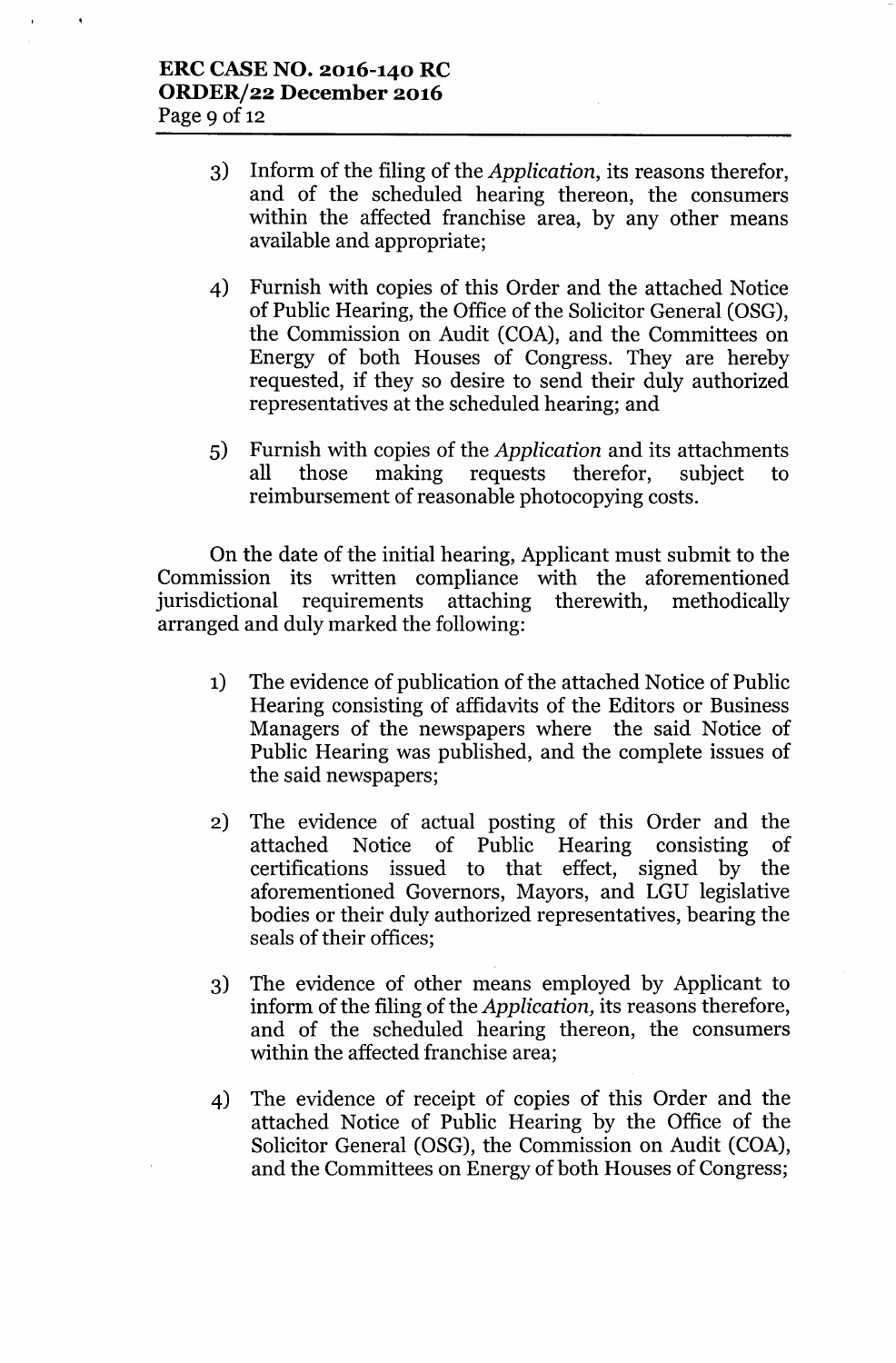3) Inform of the filing of the *Application*, its reasons therefor, and of the scheduled hearing thereon, the consumers within the affected franchise area, by any other means available and appropriate;

4) Furnish with copies of this Order and the attached Notice of Public Hearing, the Office of the Solicitor General (OSG), the Commission on Audit (COA), and the Committees on Energy of both Houses of Congress. They are hereby requested, if they so desire to send their duly authorized representatives at the scheduled hearing; and

5) Furnish with copies of the *Application* and its attachments all those making requests therefor, subject to reimbursement of reasonable photocopying costs.

On the date of the initial hearing, Applicant must submit to the Commission its written compliance with the aforementioned jurisdictional requirements attaching therewith, methodically arranged and duly marked the following:

1) The evidence of publication of the attached Notice of Public Hearing consisting of affidavits of the Editors or Business Managers of the newspapers where the said Notice of Public Hearing was published, and the complete issues of the said newspapers;

2) The evidence of actual posting of this Order and the attached Notice of Public Hearing consisting of certifications issued to that effect, signed by the aforementioned Governors, Mayors, and LGU legislative bodies or their duly authorized representatives, bearing the seals of their offices;

3) The evidence of other means employed by Applicant to inform of the filing of the *Application*, its reasons therefore, and of the scheduled hearing thereon, the consumers within the affected franchise area;

4) The evidence of receipt of copies of this Order and the attached Notice of Public Hearing by the Office of the Solicitor General (OSG), the Commission on Audit (COA), and the Committees on Energy of both Houses of Congress;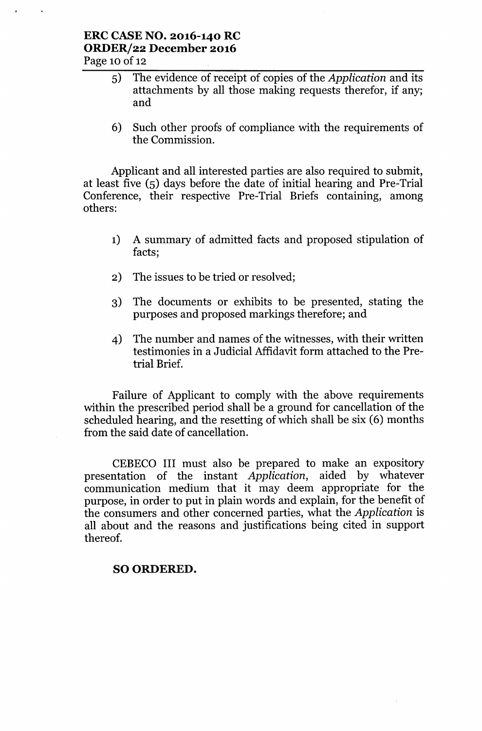5) The evidence of receipt of copies of the *Application* and its attachments by all those making requests therefor, if any; and

6) Such other proofs of compliance with the requirements of the Commission.

Applicant and all interested parties are also required to submit, at least five (5) days before the date of initial hearing and Pre-Trial Conference, their respective Pre-Trial Briefs containing, among others:

1) A summary of admitted facts and proposed stipulation of facts;

2) The issues to be tried or resolved;

3) The documents or exhibits to be presented, stating the purposes and proposed markings therefore; and

4) The number and names of the witnesses, with their written testimonies in a Judicial Affidavit form attached to the Pre-trial Brief.

Failure of Applicant to comply with the above requirements within the prescribed period shall be a ground for cancellation of the scheduled hearing, and the resetting of which shall be six (6) months from the said date of cancellation.

CEBECO III must also be prepared to make an expository presentation of the instant *Application*, aided by whatever communication medium that it may deem appropriate for the purpose, in order to put in plain words and explain, for the benefit of the consumers and other concerned parties, what the *Application* is all about and the reasons and justifications being cited in support thereof.

**SO ORDERED.**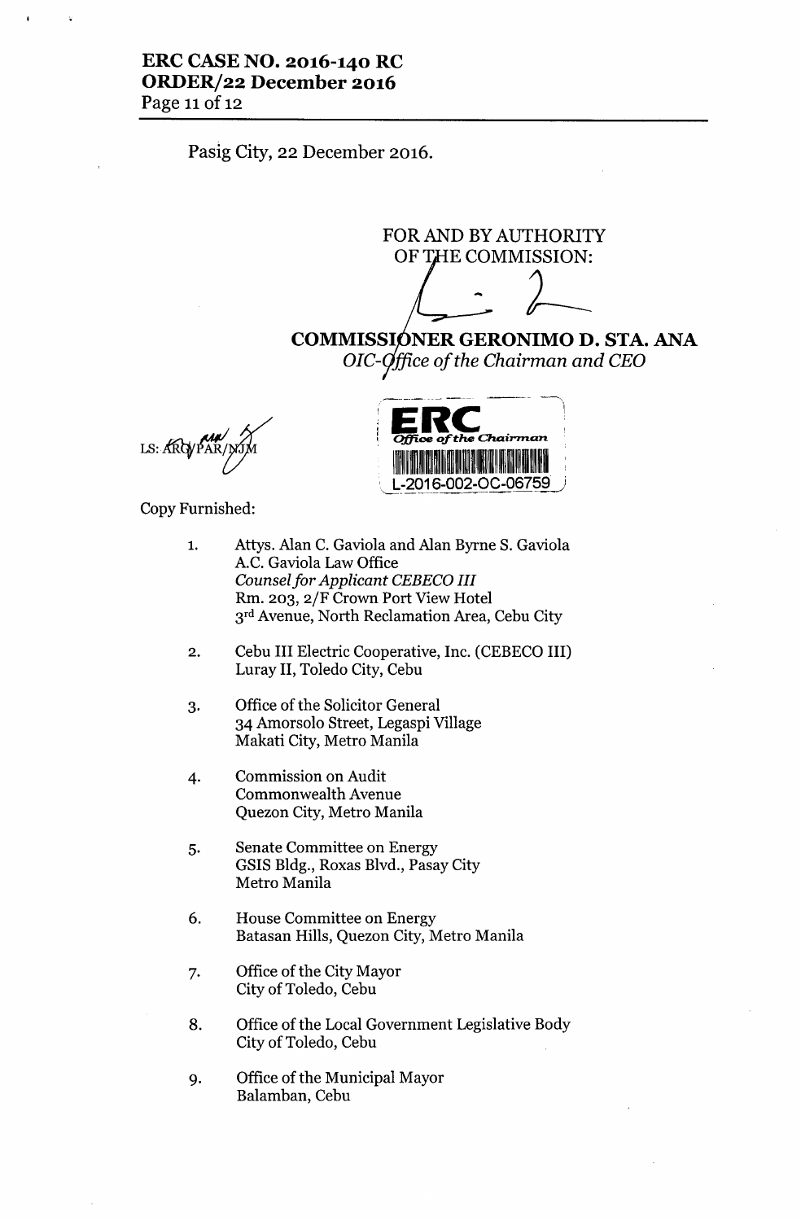Pasig City, 22 December 2016.

FOR AND BY AUTHORITY OF THE COMMISSION:

**COMMISSIONER GERONIMO D. STA. ANA**
*OIC-Office of the Chairman and CEO*

LS: ARG/PAR/NJM

ERC
*Office of the Chairman*
L-2016-002-OC-06759

Copy Furnished:

1. Attys. Alan C. Gaviola and Alan Byrne S. Gaviola
   A.C. Gaviola Law Office
   *Counsel for Applicant CEBECO III*
   Rm. 203, 2/F Crown Port View Hotel
   3rd Avenue, North Reclamation Area, Cebu City

2. Cebu III Electric Cooperative, Inc. (CEBECO III)
   Luray II, Toledo City, Cebu

3. Office of the Solicitor General
   34 Amorsolo Street, Legaspi Village
   Makati City, Metro Manila

4. Commission on Audit
   Commonwealth Avenue
   Quezon City, Metro Manila

5. Senate Committee on Energy
   GSIS Bldg., Roxas Blvd., Pasay City
   Metro Manila

6. House Committee on Energy
   Batasan Hills, Quezon City, Metro Manila

7. Office of the City Mayor
   City of Toledo, Cebu

8. Office of the Local Government Legislative Body
   City of Toledo, Cebu

9. Office of the Municipal Mayor
   Balamban, Cebu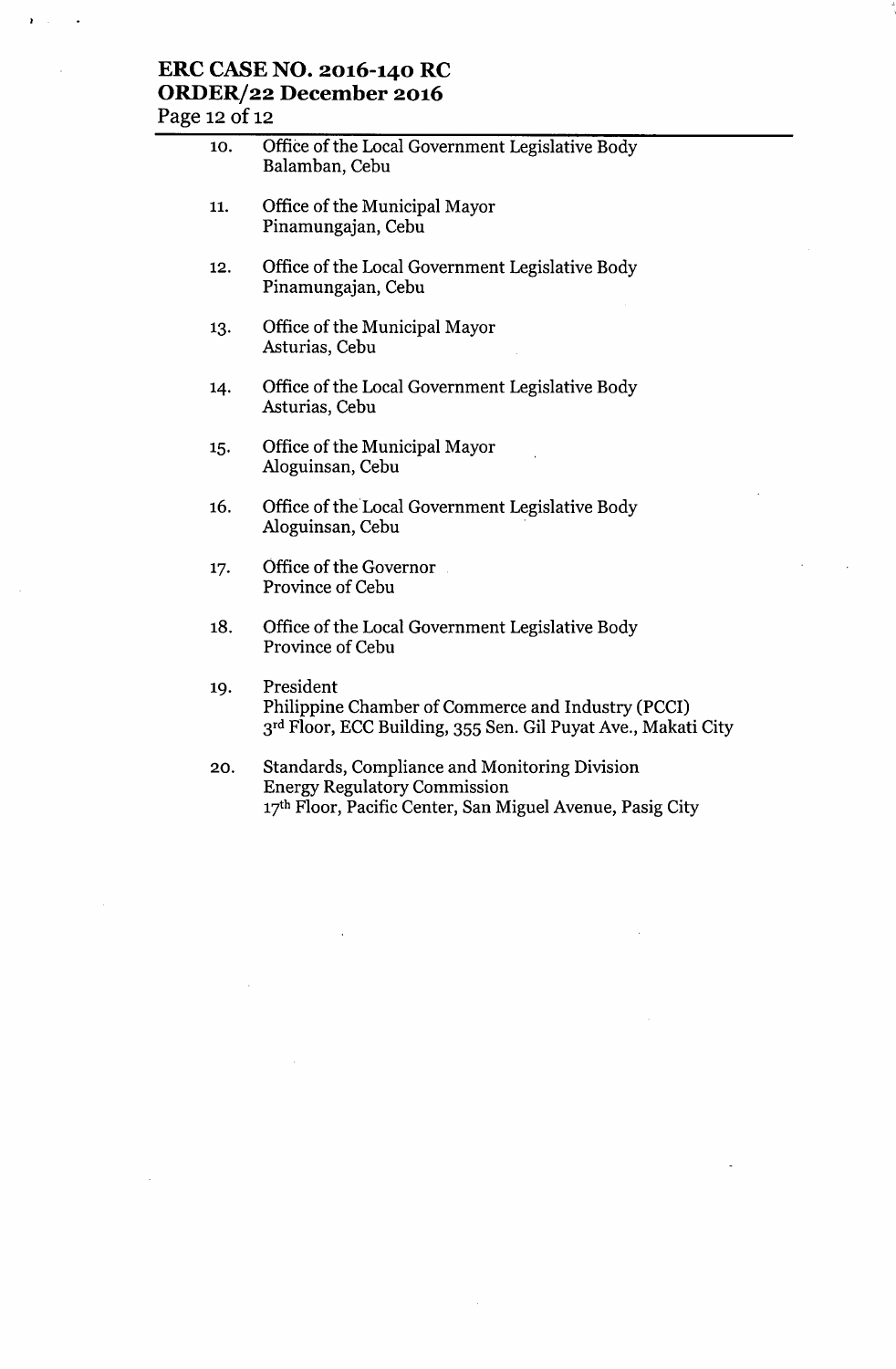10. Office of the Local Government Legislative Body
    Balamban, Cebu

11. Office of the Municipal Mayor
    Pinamungajan, Cebu

12. Office of the Local Government Legislative Body
    Pinamungajan, Cebu

13. Office of the Municipal Mayor
    Asturias, Cebu

14. Office of the Local Government Legislative Body
    Asturias, Cebu

15. Office of the Municipal Mayor
    Aloguinsan, Cebu

16. Office of the Local Government Legislative Body
    Aloguinsan, Cebu

17. Office of the Governor
    Province of Cebu

18. Office of the Local Government Legislative Body
    Province of Cebu

19. President
    Philippine Chamber of Commerce and Industry (PCCI)
    3rd Floor, ECC Building, 355 Sen. Gil Puyat Ave., Makati City

20. Standards, Compliance and Monitoring Division
    Energy Regulatory Commission
    17th Floor, Pacific Center, San Miguel Avenue, Pasig City